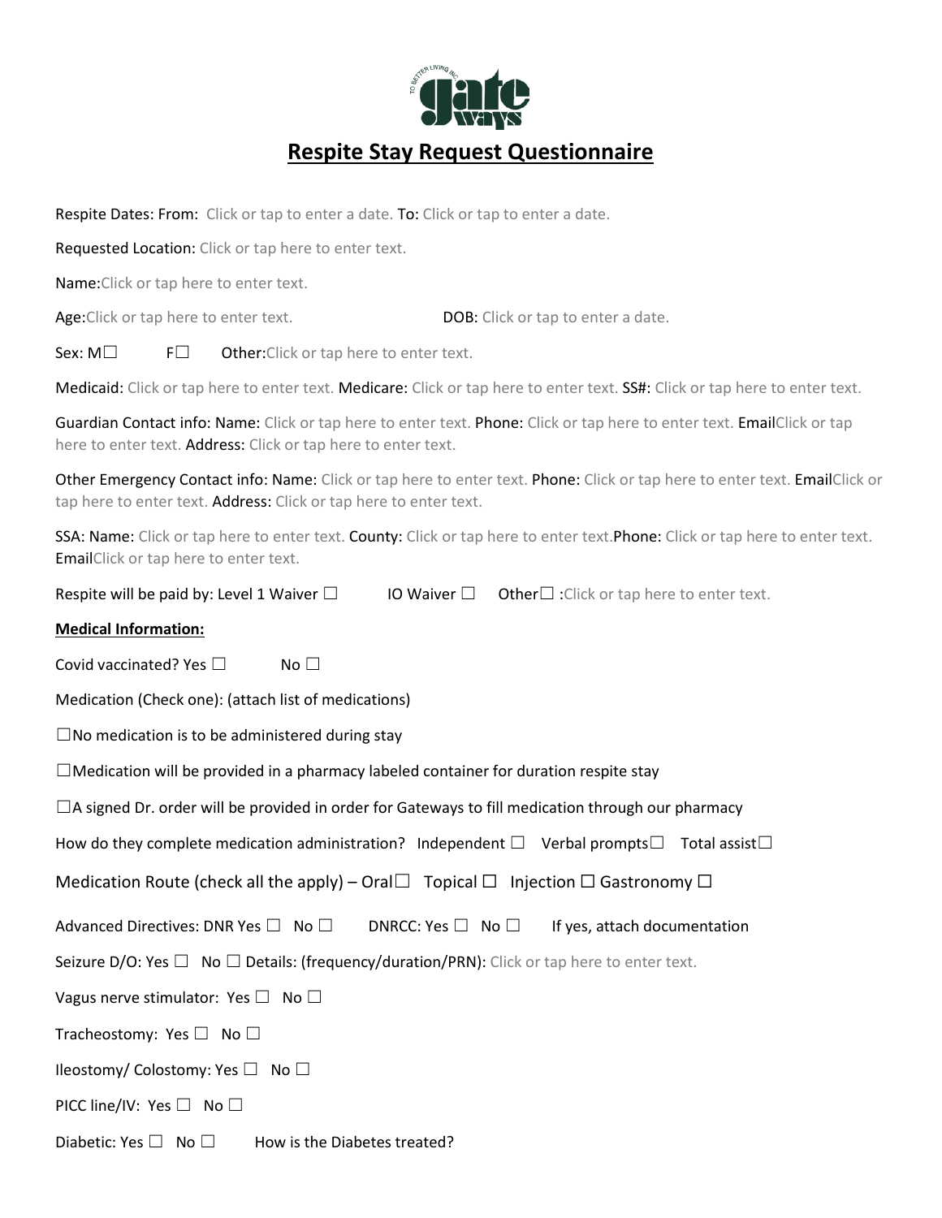# Respite Stay Request Questionnaire

Respite Dates: From: Click or tap to enter a date. To: Click or tap to enter a date.

Requested Location: Click or tap here to enter text.

Name:Click or tap here to enter text.

Age:Click or tap here to enter text. DOB: Click or tap to enter a date.

Sex: M☐ F☐ Other:Click or tap here to enter text.

Medicaid: Click or tap here to enter text. Medicare: Click or tap here to enter text. SS#: Click or tap here to enter text.

Guardian Contact info: Name: Click or tap here to enter text. Phone: Click or tap here to enter text. EmailClick or tap here to enter text. Address: Click or tap here to enter text.

Other Emergency Contact info: Name: Click or tap here to enter text. Phone: Click or tap here to enter text. EmailClick or tap here to enter text. Address: Click or tap here to enter text.

SSA: Name: Click or tap here to enter text. County: Click or tap here to enter text.Phone: Click or tap here to enter text. EmailClick or tap here to enter text.

Respite will be paid by: Level 1 Waiver ☐ IO Waiver ☐ Other☐ :Click or tap here to enter text.

**Medical Information:**

Covid vaccinated? Yes ☐ No ☐

Medication (Check one): (attach list of medications)

☐No medication is to be administered during stay

☐Medication will be provided in a pharmacy labeled container for duration respite stay

☐A signed Dr. order will be provided in order for Gateways to fill medication through our pharmacy

How do they complete medication administration? Independent ☐ Verbal prompts☐ Total assist☐

Medication Route (check all the apply) – Oral☐ Topical ☐ Injection ☐ Gastronomy ☐

Advanced Directives: DNR Yes ☐ No ☐ DNRCC: Yes ☐ No ☐ If yes, attach documentation

Seizure D/O: Yes ☐ No ☐ Details: (frequency/duration/PRN): Click or tap here to enter text.

Vagus nerve stimulator: Yes ☐ No ☐

Tracheostomy: Yes ☐ No ☐

Ileostomy/ Colostomy: Yes ☐ No ☐

PICC line/IV: Yes ☐ No ☐

Diabetic: Yes ☐ No ☐ How is the Diabetes treated?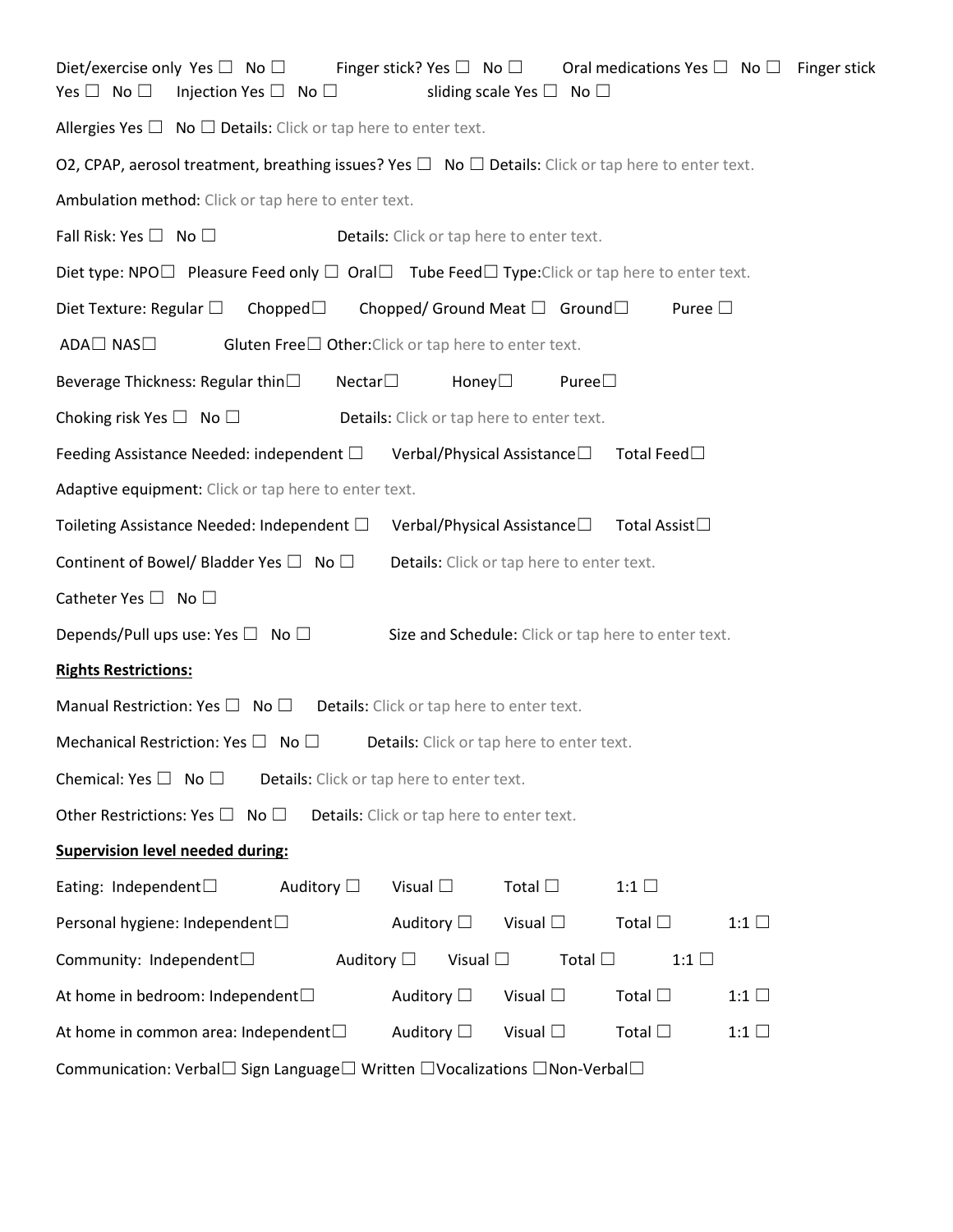Diet/exercise only Yes ☐ No ☐ Finger stick? Yes ☐ No ☐ Oral medications Yes ☐ No ☐ Finger stick Yes ☐ No ☐ Injection Yes ☐ No ☐ sliding scale Yes ☐ No ☐

Allergies Yes ☐ No ☐ Details: Click or tap here to enter text.

O2, CPAP, aerosol treatment, breathing issues? Yes ☐ No ☐ Details: Click or tap here to enter text.

Ambulation method: Click or tap here to enter text.

Fall Risk: Yes ☐ No ☐ Details: Click or tap here to enter text.

Diet type: NPO☐ Pleasure Feed only ☐ Oral☐ Tube Feed☐ Type:Click or tap here to enter text.

Diet Texture: Regular ☐ Chopped☐ Chopped/ Ground Meat ☐ Ground☐ Puree ☐

ADA☐ NAS☐ Gluten Free☐ Other:Click or tap here to enter text.

Beverage Thickness: Regular thin☐ Nectar☐ Honey☐ Puree☐

Choking risk Yes ☐ No ☐ Details: Click or tap here to enter text.

Feeding Assistance Needed: independent ☐ Verbal/Physical Assistance☐ Total Feed☐

Adaptive equipment: Click or tap here to enter text.

Toileting Assistance Needed: Independent ☐ Verbal/Physical Assistance☐ Total Assist☐

Continent of Bowel/ Bladder Yes ☐ No ☐ Details: Click or tap here to enter text.

Catheter Yes ☐ No ☐

Depends/Pull ups use: Yes ☐ No ☐ Size and Schedule: Click or tap here to enter text.

**Rights Restrictions:**

Manual Restriction: Yes ☐ No ☐ Details: Click or tap here to enter text.

Mechanical Restriction: Yes ☐ No ☐ Details: Click or tap here to enter text.

Chemical: Yes ☐ No ☐ Details: Click or tap here to enter text.

Other Restrictions: Yes ☐ No ☐ Details: Click or tap here to enter text.

**Supervision level needed during:**

Eating: Independent☐ Auditory ☐ Visual ☐ Total ☐ 1:1 ☐

Personal hygiene: Independent☐ Auditory ☐ Visual ☐ Total ☐ 1:1 ☐

Community: Independent☐ Auditory ☐ Visual ☐ Total ☐ 1:1 ☐

At home in bedroom: Independent☐ Auditory ☐ Visual ☐ Total ☐ 1:1 ☐

At home in common area: Independent☐ Auditory ☐ Visual ☐ Total ☐ 1:1 ☐

Communication: Verbal☐ Sign Language☐ Written ☐Vocalizations ☐Non-Verbal☐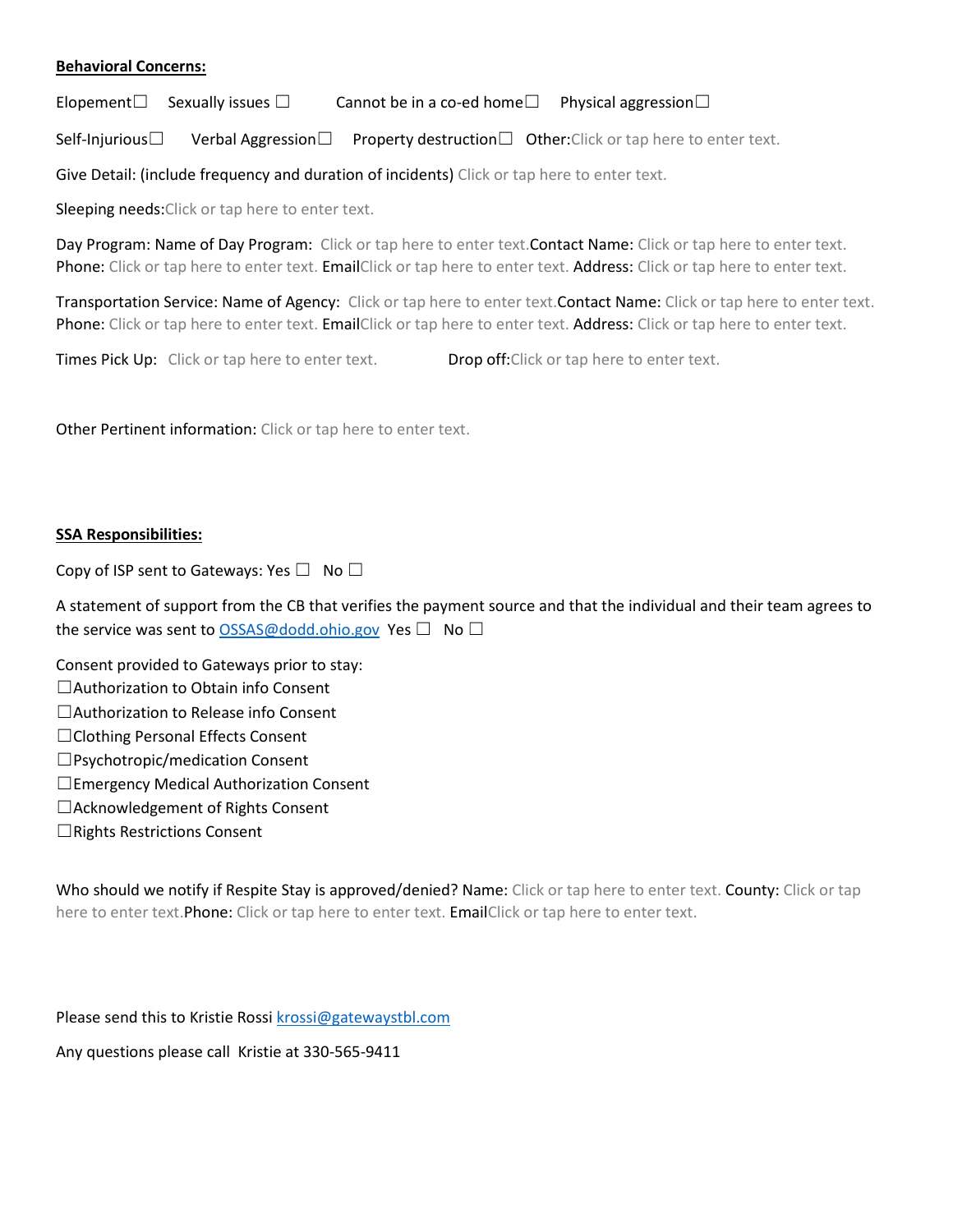**Behavioral Concerns:**

Elopement☐ Sexually issues ☐ Cannot be in a co-ed home☐ Physical aggression☐

Self-Injurious☐ Verbal Aggression☐ Property destruction☐ Other:Click or tap here to enter text.

Give Detail: (include frequency and duration of incidents) Click or tap here to enter text.

Sleeping needs:Click or tap here to enter text.

Day Program: Name of Day Program: Click or tap here to enter text.Contact Name: Click or tap here to enter text. Phone: Click or tap here to enter text. EmailClick or tap here to enter text. Address: Click or tap here to enter text.

Transportation Service: Name of Agency: Click or tap here to enter text.Contact Name: Click or tap here to enter text. Phone: Click or tap here to enter text. EmailClick or tap here to enter text. Address: Click or tap here to enter text.

Times Pick Up: Click or tap here to enter text. Drop off:Click or tap here to enter text.

Other Pertinent information: Click or tap here to enter text.

**SSA Responsibilities:**

Copy of ISP sent to Gateways: Yes ☐ No ☐

A statement of support from the CB that verifies the payment source and that the individual and their team agrees to the service was sent to OSSAS@dodd.ohio.gov Yes ☐ No ☐

Consent provided to Gateways prior to stay:
☐Authorization to Obtain info Consent
☐Authorization to Release info Consent
☐Clothing Personal Effects Consent
☐Psychotropic/medication Consent
☐Emergency Medical Authorization Consent
☐Acknowledgement of Rights Consent
☐Rights Restrictions Consent

Who should we notify if Respite Stay is approved/denied? Name: Click or tap here to enter text. County: Click or tap here to enter text.Phone: Click or tap here to enter text. EmailClick or tap here to enter text.

Please send this to Kristie Rossi krossi@gatewaystbl.com

Any questions please call Kristie at 330-565-9411